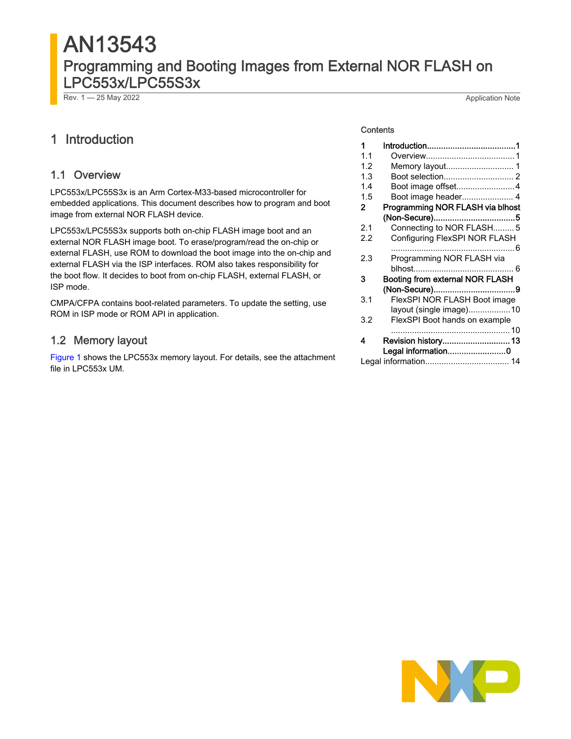# AN13543

## Programming and Booting Images from External NOR FLASH on LPC553x/LPC55S3x

Rev. 1 — 25 May 2022 Application Note

Contents

| | | |
|---|---|---|
| **1** | **Introduction** | **1** |
| 1.1 | Overview | 1 |
| 1.2 | Memory layout | 1 |
| 1.3 | Boot selection | 2 |
| 1.4 | Boot image offset | 4 |
| 1.5 | Boot image header | 4 |
| **2** | **Programming NOR FLASH via blhost (Non-Secure)** | **5** |
| 2.1 | Connecting to NOR FLASH | 5 |
| 2.2 | Configuring FlexSPI NOR FLASH | 6 |
| 2.3 | Programming NOR FLASH via blhost | 6 |
| **3** | **Booting from external NOR FLASH (Non-Secure)** | **9** |
| 3.1 | FlexSPI NOR FLASH Boot image layout (single image) | 10 |
| 3.2 | FlexSPI Boot hands on example | 10 |
| **4** | **Revision history** | **13** |
| | **Legal information** | **0** |
| | Legal information | 14 |

## 1 Introduction

### 1.1 Overview

LPC553x/LPC55S3x is an Arm Cortex-M33-based microcontroller for embedded applications. This document describes how to program and boot image from external NOR FLASH device.

LPC553x/LPC55S3x supports both on-chip FLASH image boot and an external NOR FLASH image boot. To erase/program/read the on-chip or external FLASH, use ROM to download the boot image into the on-chip and external FLASH via the ISP interfaces. ROM also takes responsibility for the boot flow. It decides to boot from on-chip FLASH, external FLASH, or ISP mode.

CMPA/CFPA contains boot-related parameters. To update the setting, use ROM in ISP mode or ROM API in application.

### 1.2 Memory layout

Figure 1 shows the LPC553x memory layout. For details, see the attachment file in LPC553x UM.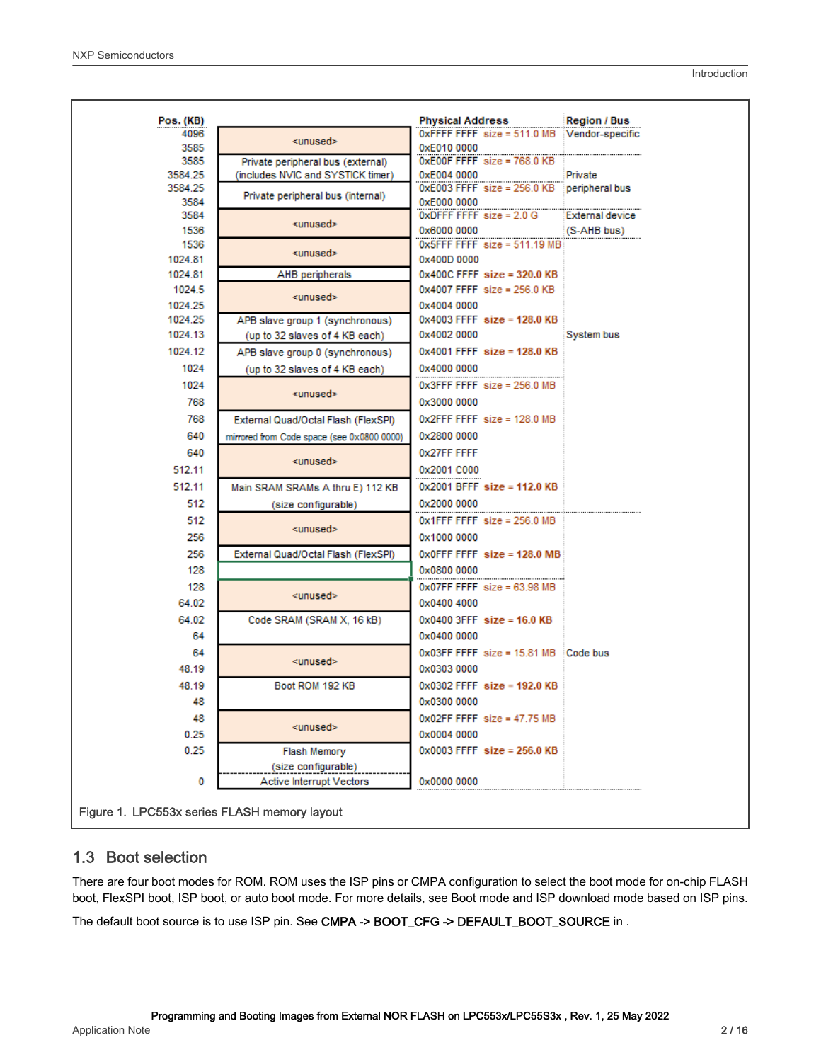| Pos. (KB) | | Physical Address | Region / Bus |
|---|---|---|---|
| 4096 | <unused> | 0xFFFF FFFF size = 511.0 MB | Vendor-specific |
| 3585 | | 0xE010 0000 | |
| 3585 | Private peripheral bus (external) (includes NVIC and SYSTICK timer) | 0xE00F FFFF size = 768.0 KB | Private peripheral bus |
| 3584.25 | | 0xE004 0000 | |
| 3584.25 | Private peripheral bus (internal) | 0xE003 FFFF size = 256.0 KB | |
| 3584 | | 0xE000 0000 | |
| 3584 | <unused> | 0xDFFF FFFF size = 2.0 G | External device (S-AHB bus) |
| 1536 | | 0x6000 0000 | |
| 1536 | <unused> | 0x5FFF FFFF size = 511.19 MB | System bus |
| 1024.81 | | 0x400D 0000 | |
| 1024.81 | AHB peripherals | 0x400C FFFF **size = 320.0 KB** | |
| 1024.5 | <unused> | 0x4007 FFFF size = 256.0 KB | |
| 1024.25 | | 0x4004 0000 | |
| 1024.25 | APB slave group 1 (synchronous) (up to 32 slaves of 4 KB each) | 0x4003 FFFF **size = 128.0 KB** | |
| 1024.13 | | 0x4002 0000 | |
| 1024.12 | APB slave group 0 (synchronous) (up to 32 slaves of 4 KB each) | 0x4001 FFFF **size = 128.0 KB** | |
| 1024 | | 0x4000 0000 | |
| 1024 | <unused> | 0x3FFF FFFF size = 256.0 MB | |
| 768 | | 0x3000 0000 | |
| 768 | External Quad/Octal Flash (FlexSPI) mirrored from Code space (see 0x0800 0000) | 0x2FFF FFFF size = 128.0 MB | |
| 640 | | 0x2800 0000 | |
| 640 | <unused> | 0x27FF FFFF | |
| 512.11 | | 0x2001 C000 | |
| 512.11 | Main SRAM SRAMs A thru E) 112 KB (size configurable) | 0x2001 BFFF **size = 112.0 KB** | |
| 512 | | 0x2000 0000 | |
| 512 | <unused> | 0x1FFF FFFF size = 256.0 MB | Code bus |
| 256 | | 0x1000 0000 | |
| 256 | External Quad/Octal Flash (FlexSPI) | 0x0FFF FFFF **size = 128.0 MB** | |
| 128 | | 0x0800 0000 | |
| 128 | <unused> | 0x07FF FFFF size = 63.98 MB | |
| 64.02 | | 0x0400 4000 | |
| 64.02 | Code SRAM (SRAM X, 16 kB) | 0x0400 3FFF **size = 16.0 KB** | |
| 64 | | 0x0400 0000 | |
| 64 | <unused> | 0x03FF FFFF size = 15.81 MB | |
| 48.19 | | 0x0303 0000 | |
| 48.19 | Boot ROM 192 KB | 0x0302 FFFF **size = 192.0 KB** | |
| 48 | | 0x0300 0000 | |
| 48 | <unused> | 0x02FF FFFF size = 47.75 MB | |
| 0.25 | | 0x0004 0000 | |
| 0.25 | Flash Memory (size configurable) | 0x0003 FFFF **size = 256.0 KB** | |
| 0 | Active Interrupt Vectors | 0x0000 0000 | |

Figure 1. LPC553x series FLASH memory layout

## 1.3 Boot selection

There are four boot modes for ROM. ROM uses the ISP pins or CMPA configuration to select the boot mode for on-chip FLASH boot, FlexSPI boot, ISP boot, or auto boot mode. For more details, see Boot mode and ISP download mode based on ISP pins.

The default boot source is to use ISP pin. See CMPA -> BOOT_CFG -> DEFAULT_BOOT_SOURCE in .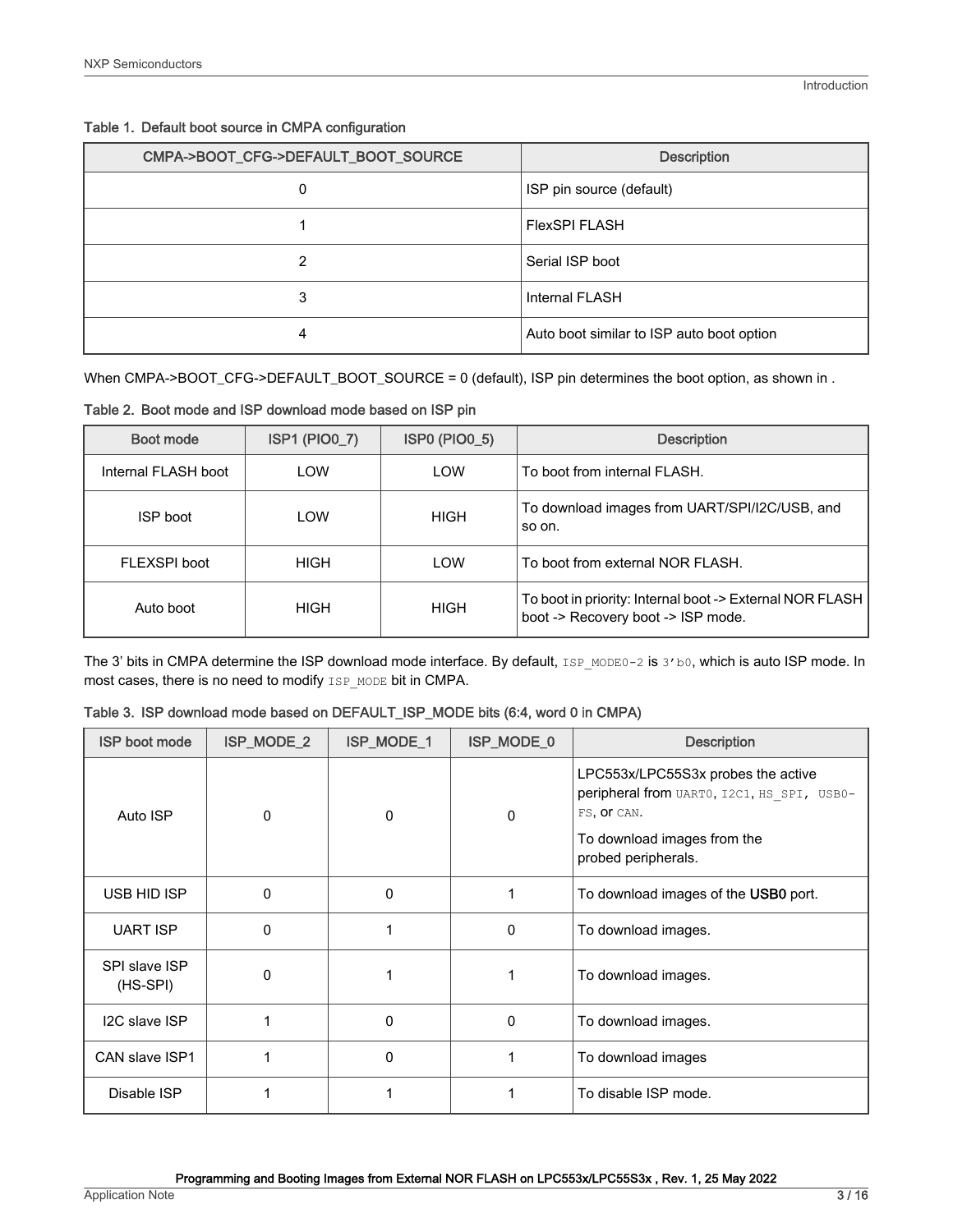Table 1. Default boot source in CMPA configuration

| CMPA->BOOT_CFG->DEFAULT_BOOT_SOURCE | Description |
|---|---|
| 0 | ISP pin source (default) |
| 1 | FlexSPI FLASH |
| 2 | Serial ISP boot |
| 3 | Internal FLASH |
| 4 | Auto boot similar to ISP auto boot option |

When CMPA->BOOT_CFG->DEFAULT_BOOT_SOURCE = 0 (default), ISP pin determines the boot option, as shown in .

Table 2. Boot mode and ISP download mode based on ISP pin

| Boot mode | ISP1 (PIO0_7) | ISP0 (PIO0_5) | Description |
|---|---|---|---|
| Internal FLASH boot | LOW | LOW | To boot from internal FLASH. |
| ISP boot | LOW | HIGH | To download images from UART/SPI/I2C/USB, and so on. |
| FLEXSPI boot | HIGH | LOW | To boot from external NOR FLASH. |
| Auto boot | HIGH | HIGH | To boot in priority: Internal boot -> External NOR FLASH boot -> Recovery boot -> ISP mode. |

The 3' bits in CMPA determine the ISP download mode interface. By default, `ISP_MODE0-2` is `3'b0`, which is auto ISP mode. In most cases, there is no need to modify `ISP_MODE` bit in CMPA.

Table 3. ISP download mode based on DEFAULT_ISP_MODE bits (6:4, word 0 in CMPA)

| ISP boot mode | ISP_MODE_2 | ISP_MODE_1 | ISP_MODE_0 | Description |
|---|---|---|---|---|
| Auto ISP | 0 | 0 | 0 | LPC553x/LPC55S3x probes the active peripheral from `UART0`, `I2C1`, `HS_SPI`, `USB0-FS`, or `CAN`. To download images from the probed peripherals. |
| USB HID ISP | 0 | 0 | 1 | To download images of the **USB0** port. |
| UART ISP | 0 | 1 | 0 | To download images. |
| SPI slave ISP (HS-SPI) | 0 | 1 | 1 | To download images. |
| I2C slave ISP | 1 | 0 | 0 | To download images. |
| CAN slave ISP1 | 1 | 0 | 1 | To download images |
| Disable ISP | 1 | 1 | 1 | To disable ISP mode. |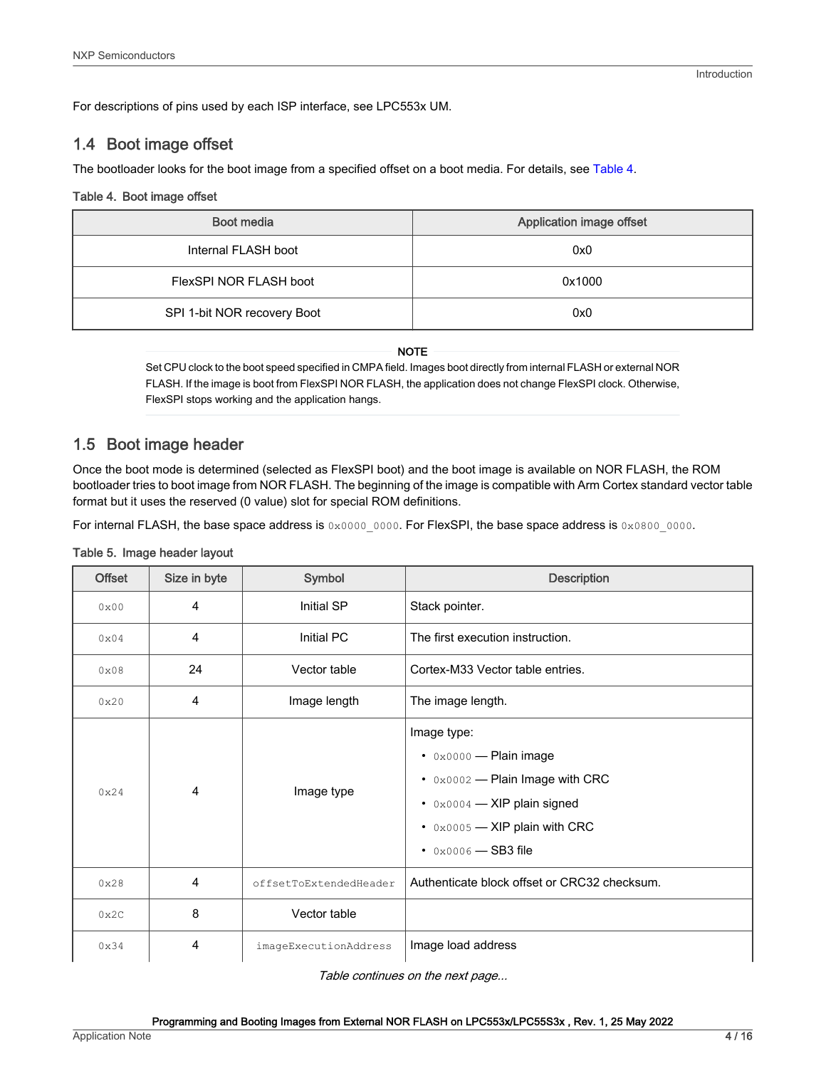For descriptions of pins used by each ISP interface, see LPC553x UM.

## 1.4 Boot image offset

The bootloader looks for the boot image from a specified offset on a boot media. For details, see Table 4.

Table 4. Boot image offset

| Boot media | Application image offset |
|---|---|
| Internal FLASH boot | 0x0 |
| FlexSPI NOR FLASH boot | 0x1000 |
| SPI 1-bit NOR recovery Boot | 0x0 |

**NOTE**

Set CPU clock to the boot speed specified in CMPA field. Images boot directly from internal FLASH or external NOR FLASH. If the image is boot from FlexSPI NOR FLASH, the application does not change FlexSPI clock. Otherwise, FlexSPI stops working and the application hangs.

## 1.5 Boot image header

Once the boot mode is determined (selected as FlexSPI boot) and the boot image is available on NOR FLASH, the ROM bootloader tries to boot image from NOR FLASH. The beginning of the image is compatible with Arm Cortex standard vector table format but it uses the reserved (0 value) slot for special ROM definitions.

For internal FLASH, the base space address is `0x0000_0000`. For FlexSPI, the base space address is `0x0800_0000`.

Table 5. Image header layout

| Offset | Size in byte | Symbol | Description |
|---|---|---|---|
| `0x00` | 4 | Initial SP | Stack pointer. |
| `0x04` | 4 | Initial PC | The first execution instruction. |
| `0x08` | 24 | Vector table | Cortex-M33 Vector table entries. |
| `0x20` | 4 | Image length | The image length. |
| `0x24` | 4 | Image type | Image type:<br>• `0x0000` — Plain image<br>• `0x0002` — Plain Image with CRC<br>• `0x0004` — XIP plain signed<br>• `0x0005` — XIP plain with CRC<br>• `0x0006` — SB3 file |
| `0x28` | 4 | `offsetToExtendedHeader` | Authenticate block offset or CRC32 checksum. |
| `0x2C` | 8 | Vector table | |
| `0x34` | 4 | `imageExecutionAddress` | Image load address |

*Table continues on the next page...*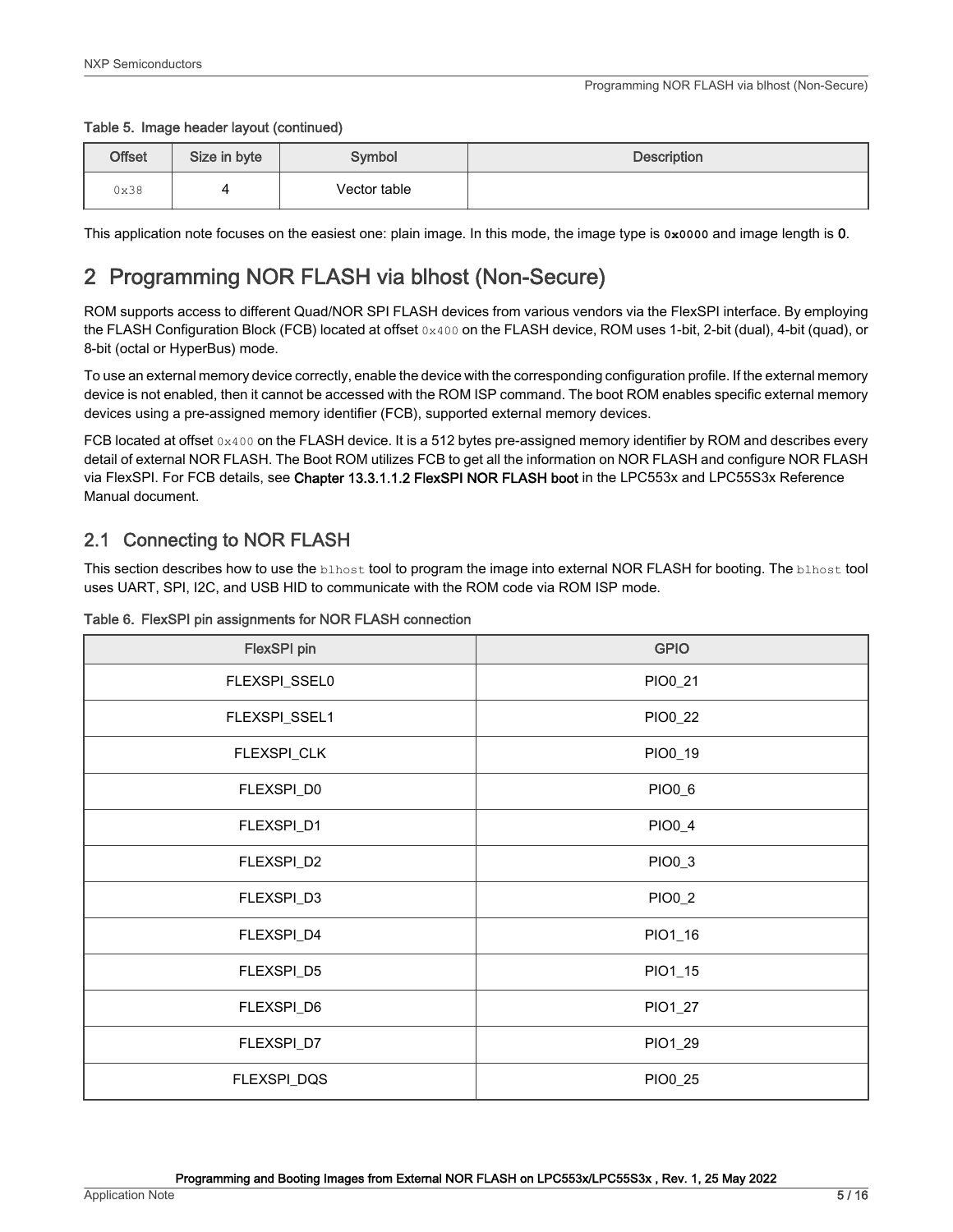Table 5. Image header layout (continued)

| Offset | Size in byte | Symbol | Description |
|---|---|---|---|
| 0x38 | 4 | Vector table | |

This application note focuses on the easiest one: plain image. In this mode, the image type is **0x0000** and image length is **0**.

# 2 Programming NOR FLASH via blhost (Non-Secure)

ROM supports access to different Quad/NOR SPI FLASH devices from various vendors via the FlexSPI interface. By employing the FLASH Configuration Block (FCB) located at offset `0x400` on the FLASH device, ROM uses 1-bit, 2-bit (dual), 4-bit (quad), or 8-bit (octal or HyperBus) mode.

To use an external memory device correctly, enable the device with the corresponding configuration profile. If the external memory device is not enabled, then it cannot be accessed with the ROM ISP command. The boot ROM enables specific external memory devices using a pre-assigned memory identifier (FCB), supported external memory devices.

FCB located at offset `0x400` on the FLASH device. It is a 512 bytes pre-assigned memory identifier by ROM and describes every detail of external NOR FLASH. The Boot ROM utilizes FCB to get all the information on NOR FLASH and configure NOR FLASH via FlexSPI. For FCB details, see **Chapter 13.3.1.1.2 FlexSPI NOR FLASH boot** in the LPC553x and LPC55S3x Reference Manual document.

## 2.1 Connecting to NOR FLASH

This section describes how to use the `blhost` tool to program the image into external NOR FLASH for booting. The `blhost` tool uses UART, SPI, I2C, and USB HID to communicate with the ROM code via ROM ISP mode.

Table 6. FlexSPI pin assignments for NOR FLASH connection

| FlexSPI pin | GPIO |
|---|---|
| FLEXSPI_SSEL0 | PIO0_21 |
| FLEXSPI_SSEL1 | PIO0_22 |
| FLEXSPI_CLK | PIO0_19 |
| FLEXSPI_D0 | PIO0_6 |
| FLEXSPI_D1 | PIO0_4 |
| FLEXSPI_D2 | PIO0_3 |
| FLEXSPI_D3 | PIO0_2 |
| FLEXSPI_D4 | PIO1_16 |
| FLEXSPI_D5 | PIO1_15 |
| FLEXSPI_D6 | PIO1_27 |
| FLEXSPI_D7 | PIO1_29 |
| FLEXSPI_DQS | PIO0_25 |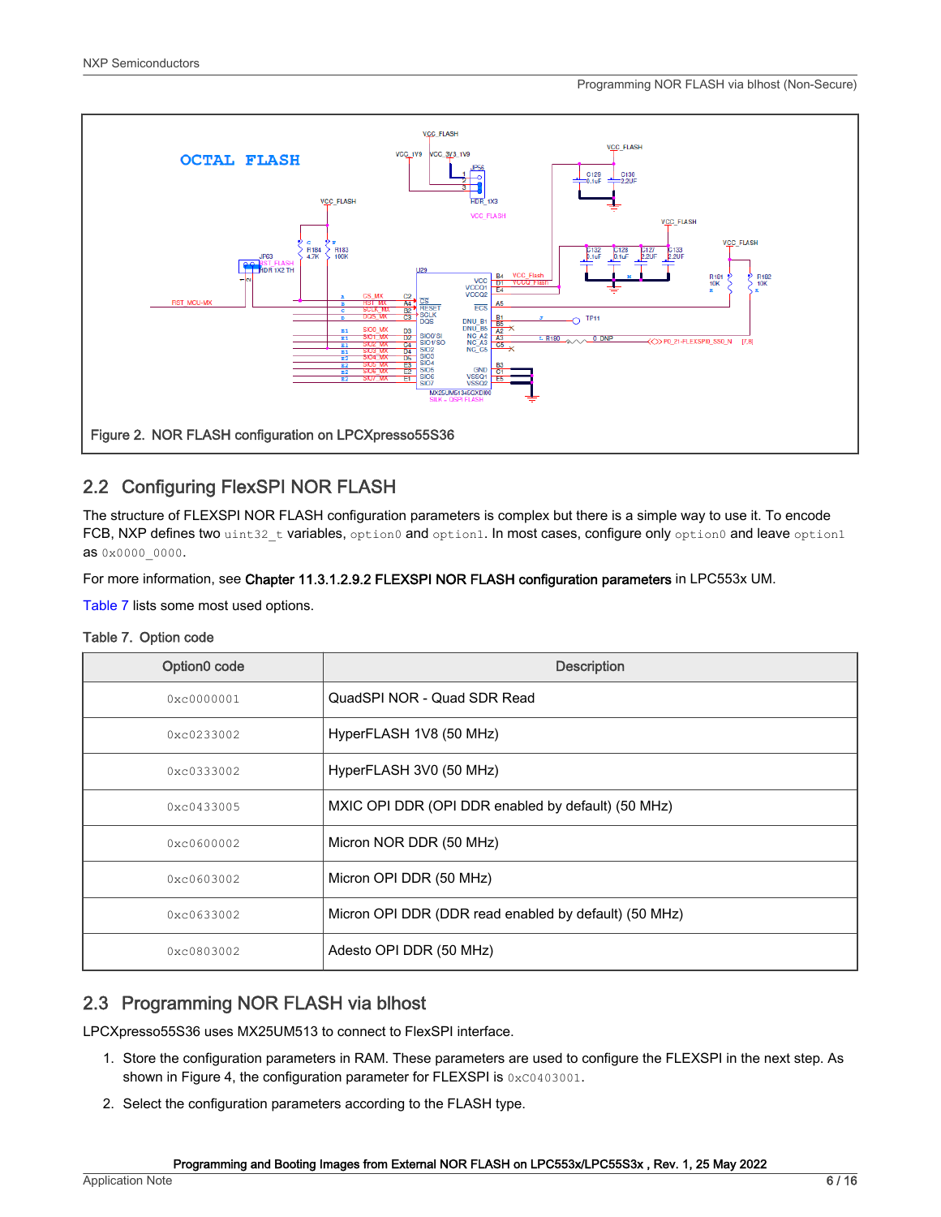Figure 2. NOR FLASH configuration on LPCXpresso55S36

## 2.2 Configuring FlexSPI NOR FLASH

The structure of FLEXSPI NOR FLASH configuration parameters is complex but there is a simple way to use it. To encode FCB, NXP defines two `uint32_t` variables, `option0` and `option1`. In most cases, configure only `option0` and leave `option1` as `0x0000_0000`.

For more information, see **Chapter 11.3.1.2.9.2 FLEXSPI NOR FLASH configuration parameters** in LPC553x UM.

Table 7 lists some most used options.

Table 7. Option code

| Option0 code | Description |
| --- | --- |
| 0xc0000001 | QuadSPI NOR - Quad SDR Read |
| 0xc0233002 | HyperFLASH 1V8 (50 MHz) |
| 0xc0333002 | HyperFLASH 3V0 (50 MHz) |
| 0xc0433005 | MXIC OPI DDR (OPI DDR enabled by default) (50 MHz) |
| 0xc0600002 | Micron NOR DDR (50 MHz) |
| 0xc0603002 | Micron OPI DDR (50 MHz) |
| 0xc0633002 | Micron OPI DDR (DDR read enabled by default) (50 MHz) |
| 0xc0803002 | Adesto OPI DDR (50 MHz) |

## 2.3 Programming NOR FLASH via blhost

LPCXpresso55S36 uses MX25UM513 to connect to FlexSPI interface.

1. Store the configuration parameters in RAM. These parameters are used to configure the FLEXSPI in the next step. As shown in Figure 4, the configuration parameter for FLEXSPI is `0xC0403001`.
2. Select the configuration parameters according to the FLASH type.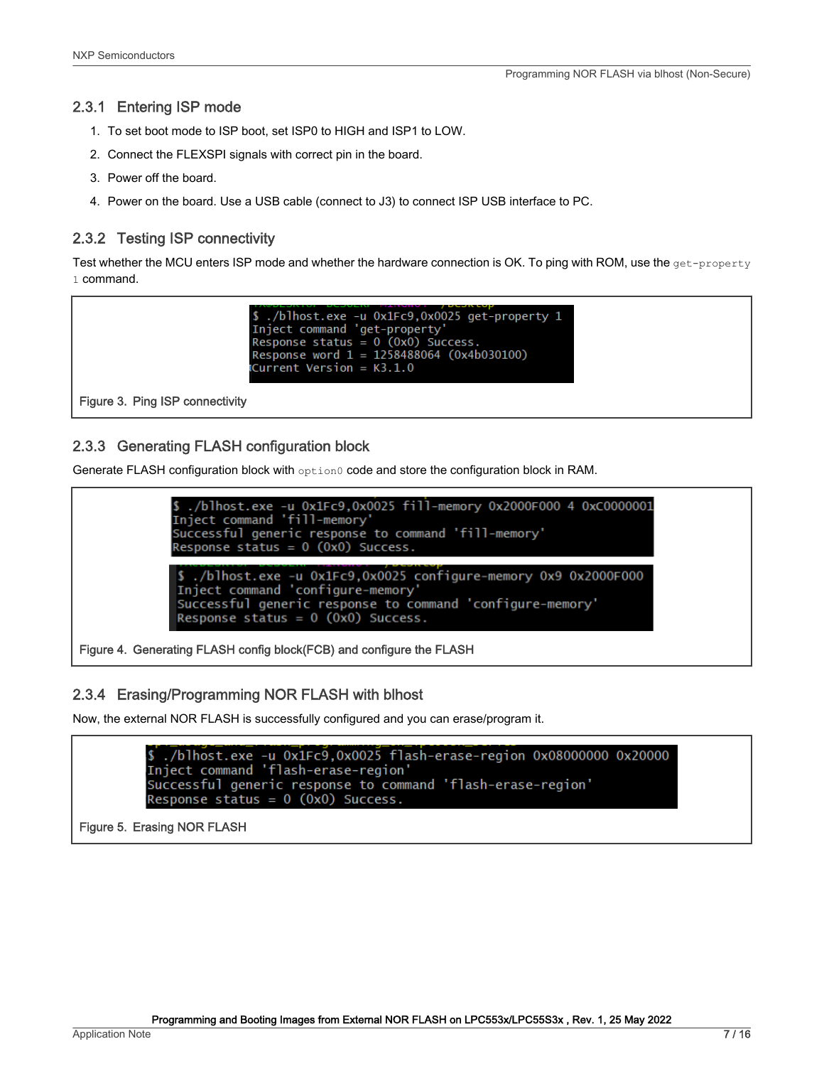### 2.3.1 Entering ISP mode

1. To set boot mode to ISP boot, set ISP0 to HIGH and ISP1 to LOW.
2. Connect the FLEXSPI signals with correct pin in the board.
3. Power off the board.
4. Power on the board. Use a USB cable (connect to J3) to connect ISP USB interface to PC.

### 2.3.2 Testing ISP connectivity

Test whether the MCU enters ISP mode and whether the hardware connection is OK. To ping with ROM, use the `get-property 1` command.

```
$ ./blhost.exe -u 0x1Fc9,0x0025 get-property 1
Inject command 'get-property'
Response status = 0 (0x0) Success.
Response word 1 = 1258488064 (0x4b030100)
Current Version = K3.1.0
```

Figure 3. Ping ISP connectivity

### 2.3.3 Generating FLASH configuration block

Generate FLASH configuration block with `option0` code and store the configuration block in RAM.

```
$ ./blhost.exe -u 0x1Fc9,0x0025 fill-memory 0x2000F000 4 0xC0000001
Inject command 'fill-memory'
Successful generic response to command 'fill-memory'
Response status = 0 (0x0) Success.
```

```
$ ./blhost.exe -u 0x1Fc9,0x0025 configure-memory 0x9 0x2000F000
Inject command 'configure-memory'
Successful generic response to command 'configure-memory'
Response status = 0 (0x0) Success.
```

Figure 4. Generating FLASH config block(FCB) and configure the FLASH

### 2.3.4 Erasing/Programming NOR FLASH with blhost

Now, the external NOR FLASH is successfully configured and you can erase/program it.

```
$ ./blhost.exe -u 0x1Fc9,0x0025 flash-erase-region 0x08000000 0x20000
Inject command 'flash-erase-region'
Successful generic response to command 'flash-erase-region'
Response status = 0 (0x0) Success.
```

Figure 5. Erasing NOR FLASH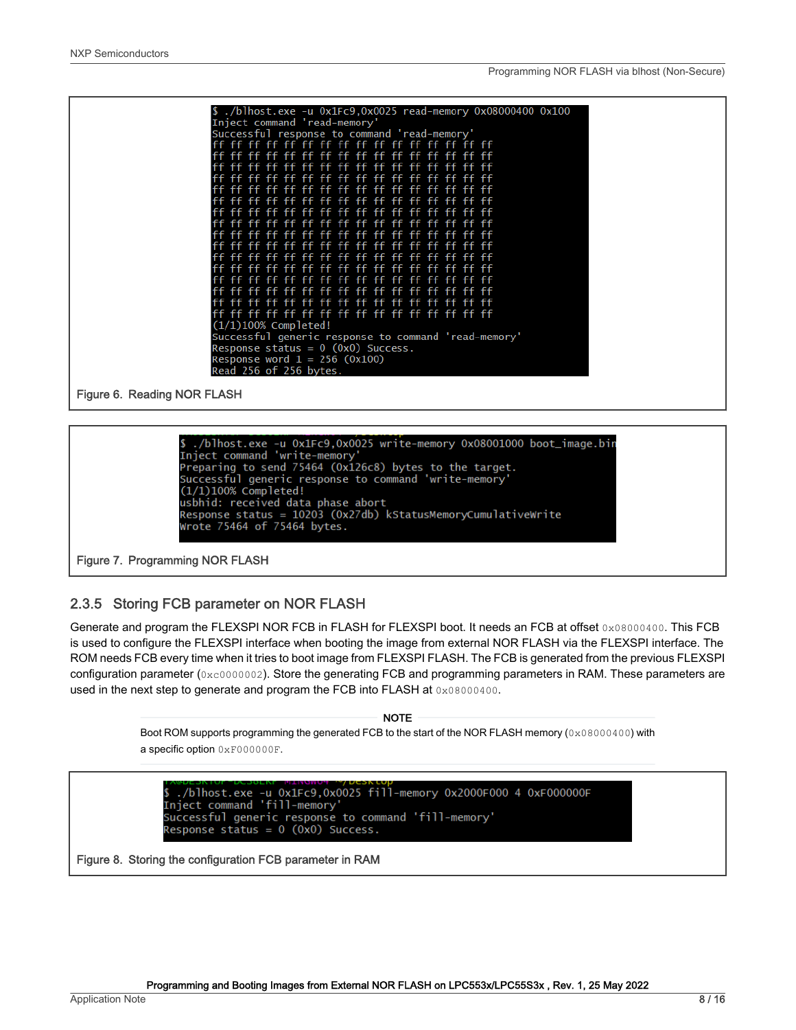```
$ ./blhost.exe -u 0x1Fc9,0x0025 read-memory 0x08000400 0x100
Inject command 'read-memory'
Successful response to command 'read-memory'
ff ff ff ff ff ff ff ff ff ff ff ff ff ff ff ff
ff ff ff ff ff ff ff ff ff ff ff ff ff ff ff ff
ff ff ff ff ff ff ff ff ff ff ff ff ff ff ff ff
ff ff ff ff ff ff ff ff ff ff ff ff ff ff ff ff
ff ff ff ff ff ff ff ff ff ff ff ff ff ff ff ff
ff ff ff ff ff ff ff ff ff ff ff ff ff ff ff ff
ff ff ff ff ff ff ff ff ff ff ff ff ff ff ff ff
ff ff ff ff ff ff ff ff ff ff ff ff ff ff ff ff
ff ff ff ff ff ff ff ff ff ff ff ff ff ff ff ff
ff ff ff ff ff ff ff ff ff ff ff ff ff ff ff ff
ff ff ff ff ff ff ff ff ff ff ff ff ff ff ff ff
ff ff ff ff ff ff ff ff ff ff ff ff ff ff ff ff
ff ff ff ff ff ff ff ff ff ff ff ff ff ff ff ff
ff ff ff ff ff ff ff ff ff ff ff ff ff ff ff ff
ff ff ff ff ff ff ff ff ff ff ff ff ff ff ff ff
ff ff ff ff ff ff ff ff ff ff ff ff ff ff ff ff
(1/1)100% Completed!
Successful generic response to command 'read-memory'
Response status = 0 (0x0) Success.
Response word 1 = 256 (0x100)
Read 256 of 256 bytes.
```

Figure 6. Reading NOR FLASH

```
$ ./blhost.exe -u 0x1Fc9,0x0025 write-memory 0x08001000 boot_image.bin
Inject command 'write-memory'
Preparing to send 75464 (0x126c8) bytes to the target.
Successful generic response to command 'write-memory'
(1/1)100% Completed!
usbhid: received data phase abort
Response status = 10203 (0x27db) kStatusMemoryCumulativeWrite
Wrote 75464 of 75464 bytes.
```

Figure 7. Programming NOR FLASH

### 2.3.5 Storing FCB parameter on NOR FLASH

Generate and program the FLEXSPI NOR FCB in FLASH for FLEXSPI boot. It needs an FCB at offset `0x08000400`. This FCB is used to configure the FLEXSPI interface when booting the image from external NOR FLASH via the FLEXSPI interface. The ROM needs FCB every time when it tries to boot image from FLEXSPI FLASH. The FCB is generated from the previous FLEXSPI configuration parameter (`0xc0000002`). Store the generating FCB and programming parameters in RAM. These parameters are used in the next step to generate and program the FCB into FLASH at `0x08000400`.

**NOTE**

Boot ROM supports programming the generated FCB to the start of the NOR FLASH memory (`0x08000400`) with a specific option `0xF000000F`.

```
$ ./blhost.exe -u 0x1Fc9,0x0025 fill-memory 0x2000F000 4 0xF000000F
Inject command 'fill-memory'
Successful generic response to command 'fill-memory'
Response status = 0 (0x0) Success.
```

Figure 8. Storing the configuration FCB parameter in RAM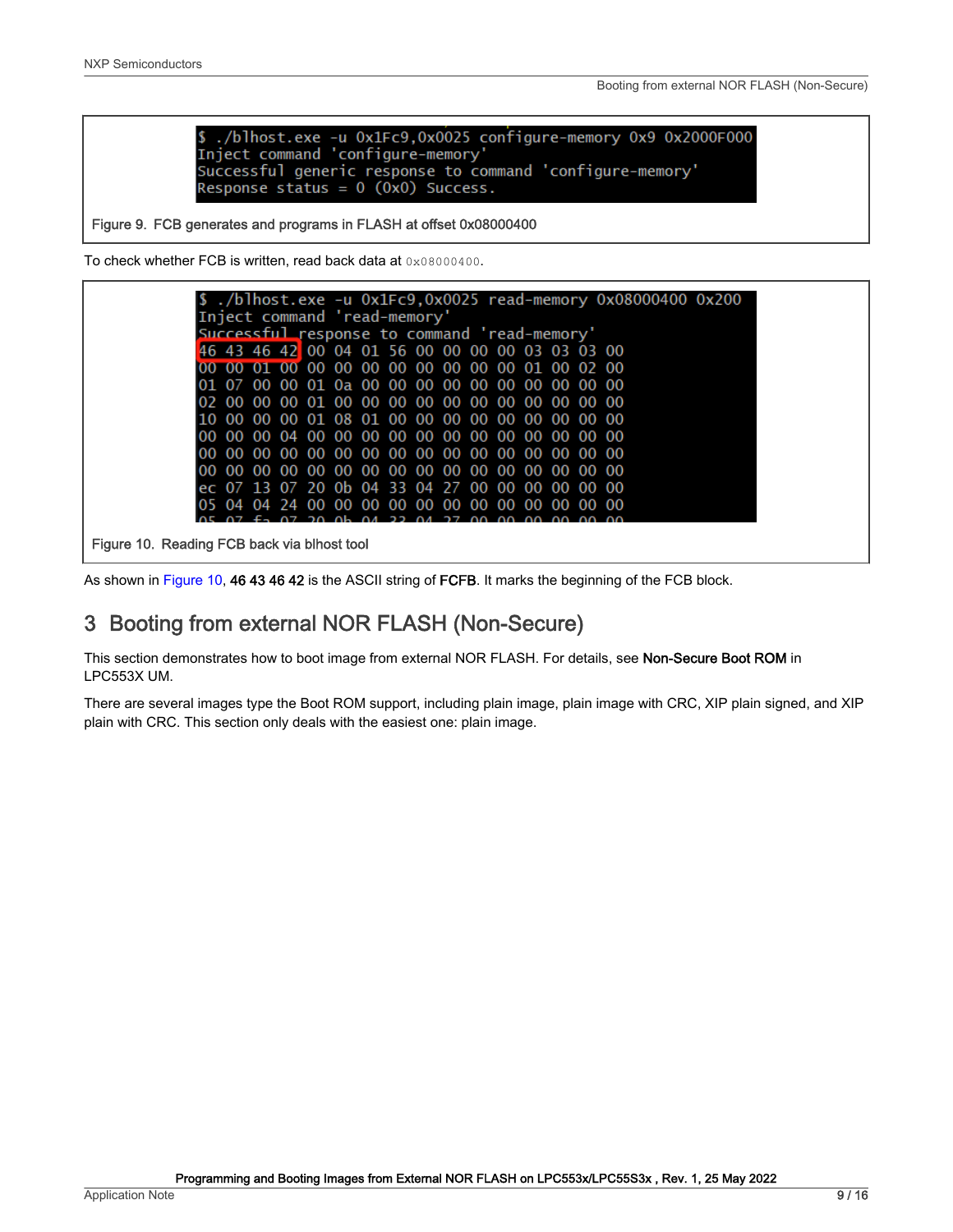```
$ ./blhost.exe -u 0x1Fc9,0x0025 configure-memory 0x9 0x2000F000
Inject command 'configure-memory'
Successful generic response to command 'configure-memory'
Response status = 0 (0x0) Success.
```

Figure 9. FCB generates and programs in FLASH at offset 0x08000400

To check whether FCB is written, read back data at `0x08000400`.

```
$ ./blhost.exe -u 0x1Fc9,0x0025 read-memory 0x08000400 0x200
Inject command 'read-memory'
Successful response to command 'read-memory'
46 43 46 42 00 04 01 56 00 00 00 00 03 03 03 00
00 00 01 00 00 00 00 00 00 00 00 00 01 00 02 00
01 07 00 00 01 0a 00 00 00 00 00 00 00 00 00 00
02 00 00 00 01 00 00 00 00 00 00 00 00 00 00 00
10 00 00 00 01 08 01 00 00 00 00 00 00 00 00 00
00 00 00 04 00 00 00 00 00 00 00 00 00 00 00 00
00 00 00 00 00 00 00 00 00 00 00 00 00 00 00 00
00 00 00 00 00 00 00 00 00 00 00 00 00 00 00 00
ec 07 13 07 20 0b 04 33 04 27 00 00 00 00 00 00
05 04 04 24 00 00 00 00 00 00 00 00 00 00 00 00
05 07 fa 07 20 0b 04 33 04 27 00 00 00 00 00 00
```

Figure 10. Reading FCB back via blhost tool

As shown in Figure 10, **46 43 46 42** is the ASCII string of **FCFB**. It marks the beginning of the FCB block.

# 3 Booting from external NOR FLASH (Non-Secure)

This section demonstrates how to boot image from external NOR FLASH. For details, see **Non-Secure Boot ROM** in LPC553X UM.

There are several images type the Boot ROM support, including plain image, plain image with CRC, XIP plain signed, and XIP plain with CRC. This section only deals with the easiest one: plain image.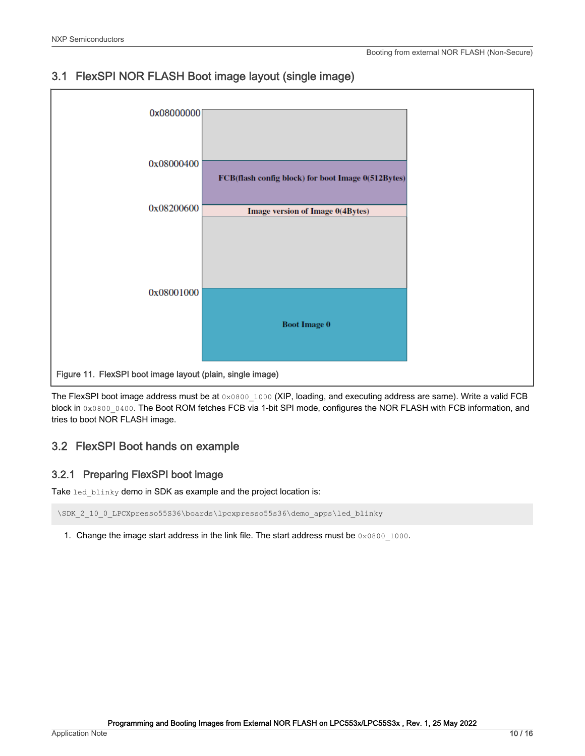## 3.1 FlexSPI NOR FLASH Boot image layout (single image)

0x08000000

0x08000400 — FCB(flash config block) for boot Image 0(512Bytes)

0x08200600 — Image version of Image 0(4Bytes)

0x08001000 — Boot Image 0

Figure 11. FlexSPI boot image layout (plain, single image)

The FlexSPI boot image address must be at `0x0800_1000` (XIP, loading, and executing address are same). Write a valid FCB block in `0x0800_0400`. The Boot ROM fetches FCB via 1-bit SPI mode, configures the NOR FLASH with FCB information, and tries to boot NOR FLASH image.

## 3.2 FlexSPI Boot hands on example

### 3.2.1 Preparing FlexSPI boot image

Take `led_blinky` demo in SDK as example and the project location is:

```
\SDK_2_10_0_LPCXpresso55S36\boards\lpcxpresso55s36\demo_apps\led_blinky
```

1. Change the image start address in the link file. The start address must be `0x0800_1000`.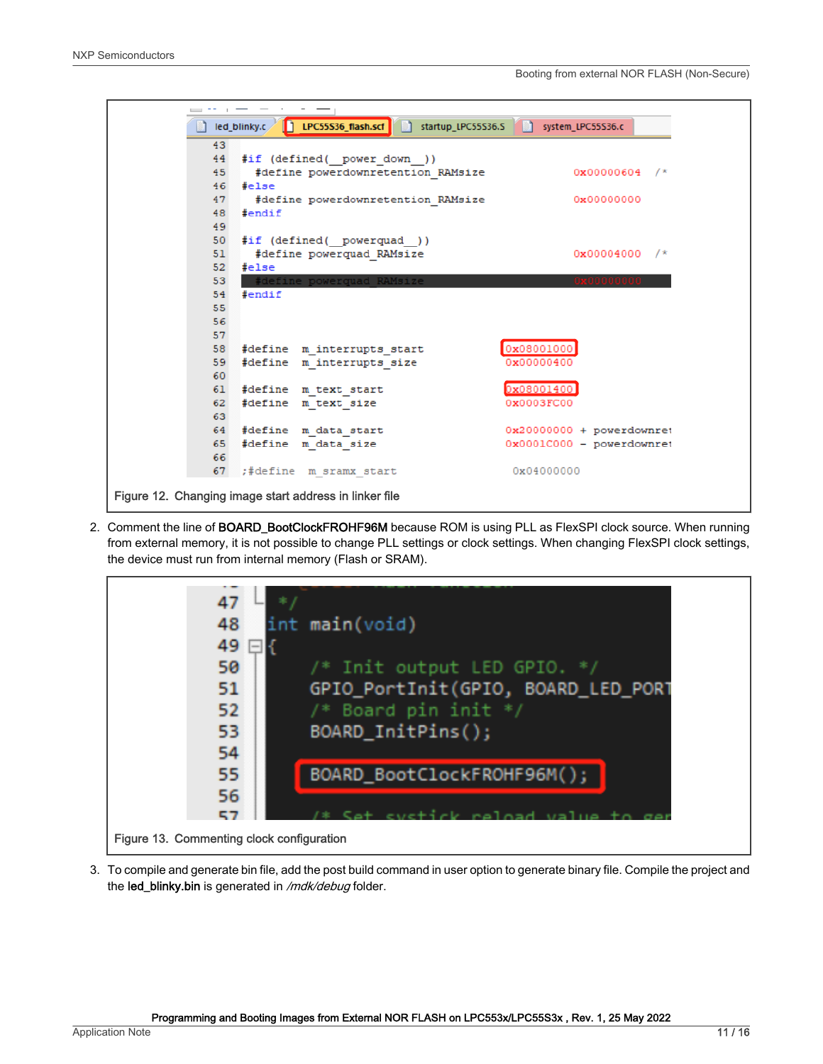```
43
44  #if (defined(__power_down__))
45    #define powerdownretention_RAMsize         0x00000604   /*
46  #else
47    #define powerdownretention_RAMsize         0x00000000
48  #endif
49
50  #if (defined(__powerquad__))
51    #define powerquad_RAMsize                  0x00004000   /*
52  #else
53    #define powerquad_RAMsize                  0x00000000
54  #endif
55
56
57
58  #define  m_interrupts_start              0x08001000
59  #define  m_interrupts_size               0x00000400
60
61  #define  m_text_start                    0x08001400
62  #define  m_text_size                     0x0003FC00
63
64  #define  m_data_start                    0x20000000 + powerdownret
65  #define  m_data_size                     0x0001C000 - powerdownret
66
67  ;#define  m_sramx_start                   0x04000000
```

Figure 12. Changing image start address in linker file

2. Comment the line of **BOARD_BootClockFROHF96M** because ROM is using PLL as FlexSPI clock source. When running from external memory, it is not possible to change PLL settings or clock settings. When changing FlexSPI clock settings, the device must run from internal memory (Flash or SRAM).

```
47   */
48  int main(void)
49  {
50      /* Init output LED GPIO. */
51      GPIO_PortInit(GPIO, BOARD_LED_PORT
52      /* Board pin init */
53      BOARD_InitPins();
54
55      BOARD_BootClockFROHF96M();
56
57      /* Set systick reload value to ger
```

Figure 13. Commenting clock configuration

3. To compile and generate bin file, add the post build command in user option to generate binary file. Compile the project and the **led_blinky.bin** is generated in */mdk/debug* folder.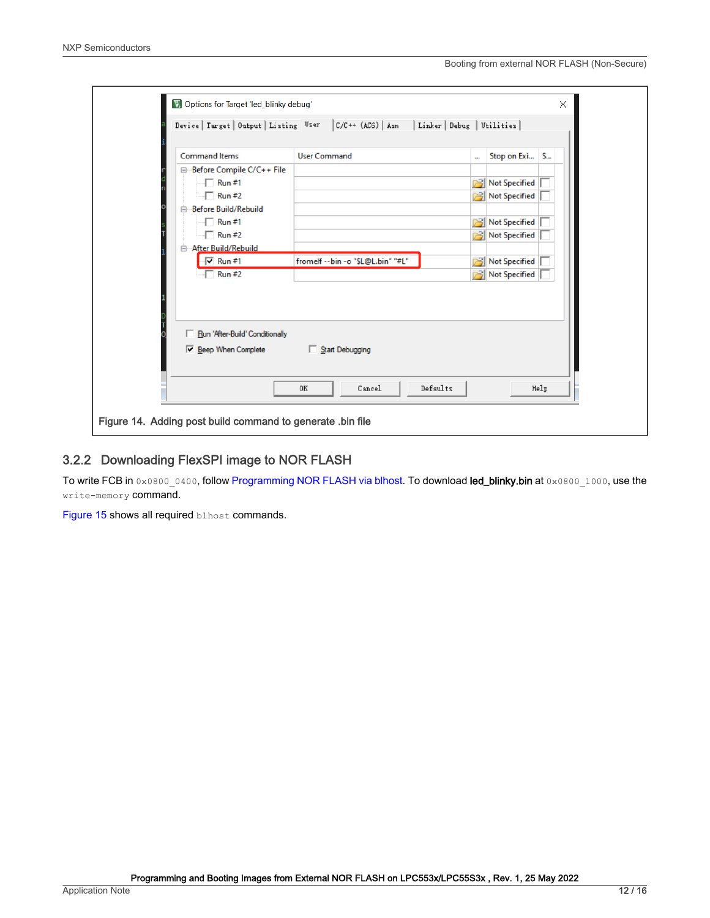Figure 14. Adding post build command to generate .bin file

### 3.2.2 Downloading FlexSPI image to NOR FLASH

To write FCB in `0x0800_0400`, follow Programming NOR FLASH via blhost. To download **led_blinky.bin** at `0x0800_1000`, use the `write-memory` command.

Figure 15 shows all required `blhost` commands.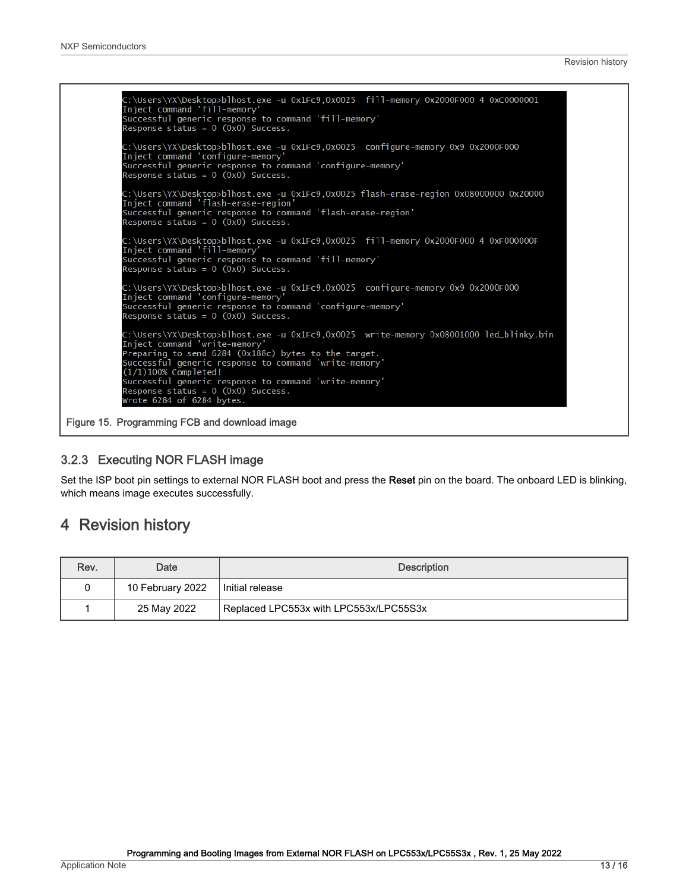```
C:\Users\YX\Desktop>blhost.exe -u 0x1Fc9,0x0025  fill-memory 0x2000F000 4 0xC0000001
Inject command 'fill-memory'
Successful generic response to command 'fill-memory'
Response status = 0 (0x0) Success.

C:\Users\YX\Desktop>blhost.exe -u 0x1Fc9,0x0025  configure-memory 0x9 0x2000F000
Inject command 'configure-memory'
Successful generic response to command 'configure-memory'
Response status = 0 (0x0) Success.

C:\Users\YX\Desktop>blhost.exe -u 0x1Fc9,0x0025 flash-erase-region 0x08000000 0x20000
Inject command 'flash-erase-region'
Successful generic response to command 'flash-erase-region'
Response status = 0 (0x0) Success.

C:\Users\YX\Desktop>blhost.exe -u 0x1Fc9,0x0025  fill-memory 0x2000F000 4 0xF000000F
Inject command 'fill-memory'
Successful generic response to command 'fill-memory'
Response status = 0 (0x0) Success.

C:\Users\YX\Desktop>blhost.exe -u 0x1Fc9,0x0025  configure-memory 0x9 0x2000F000
Inject command 'configure-memory'
Successful generic response to command 'configure-memory'
Response status = 0 (0x0) Success.

C:\Users\YX\Desktop>blhost.exe -u 0x1Fc9,0x0025  write-memory 0x08001000 led_blinky.bin
Inject command 'write-memory'
Preparing to send 6284 (0x188c) bytes to the target.
Successful generic response to command 'write-memory'
(1/1)100% Completed!
Successful generic response to command 'write-memory'
Response status = 0 (0x0) Success.
Wrote 6284 of 6284 bytes.
```

Figure 15. Programming FCB and download image

### 3.2.3 Executing NOR FLASH image

Set the ISP boot pin settings to external NOR FLASH boot and press the **Reset** pin on the board. The onboard LED is blinking, which means image executes successfully.

## 4 Revision history

| Rev. | Date | Description |
|---|---|---|
| 0 | 10 February 2022 | Initial release |
| 1 | 25 May 2022 | Replaced LPC553x with LPC553x/LPC55S3x |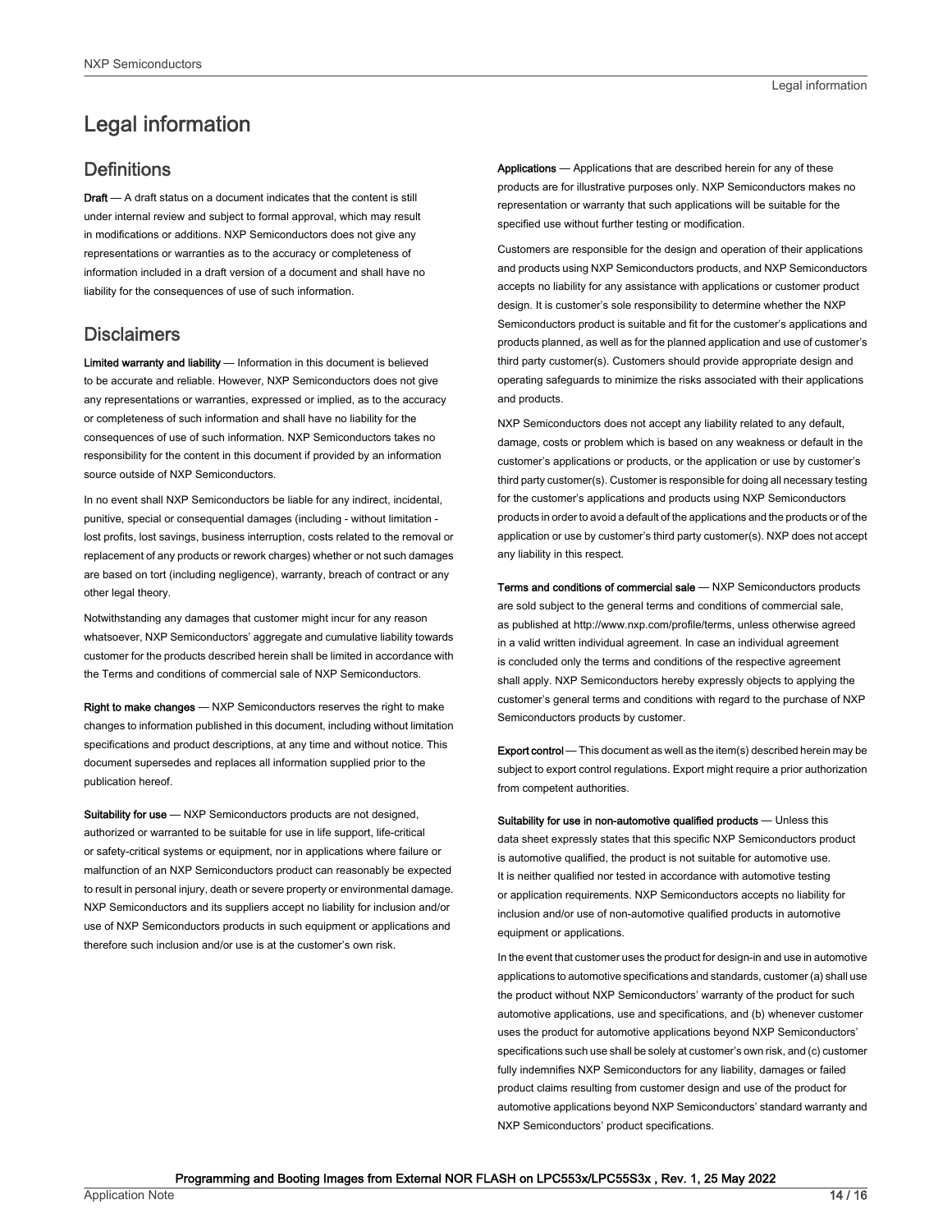# Legal information

## Definitions

**Draft** — A draft status on a document indicates that the content is still under internal review and subject to formal approval, which may result in modifications or additions. NXP Semiconductors does not give any representations or warranties as to the accuracy or completeness of information included in a draft version of a document and shall have no liability for the consequences of use of such information.

## Disclaimers

**Limited warranty and liability** — Information in this document is believed to be accurate and reliable. However, NXP Semiconductors does not give any representations or warranties, expressed or implied, as to the accuracy or completeness of such information and shall have no liability for the consequences of use of such information. NXP Semiconductors takes no responsibility for the content in this document if provided by an information source outside of NXP Semiconductors.

In no event shall NXP Semiconductors be liable for any indirect, incidental, punitive, special or consequential damages (including - without limitation - lost profits, lost savings, business interruption, costs related to the removal or replacement of any products or rework charges) whether or not such damages are based on tort (including negligence), warranty, breach of contract or any other legal theory.

Notwithstanding any damages that customer might incur for any reason whatsoever, NXP Semiconductors' aggregate and cumulative liability towards customer for the products described herein shall be limited in accordance with the Terms and conditions of commercial sale of NXP Semiconductors.

**Right to make changes** — NXP Semiconductors reserves the right to make changes to information published in this document, including without limitation specifications and product descriptions, at any time and without notice. This document supersedes and replaces all information supplied prior to the publication hereof.

**Suitability for use** — NXP Semiconductors products are not designed, authorized or warranted to be suitable for use in life support, life-critical or safety-critical systems or equipment, nor in applications where failure or malfunction of an NXP Semiconductors product can reasonably be expected to result in personal injury, death or severe property or environmental damage. NXP Semiconductors and its suppliers accept no liability for inclusion and/or use of NXP Semiconductors products in such equipment or applications and therefore such inclusion and/or use is at the customer's own risk.

**Applications** — Applications that are described herein for any of these products are for illustrative purposes only. NXP Semiconductors makes no representation or warranty that such applications will be suitable for the specified use without further testing or modification.

Customers are responsible for the design and operation of their applications and products using NXP Semiconductors products, and NXP Semiconductors accepts no liability for any assistance with applications or customer product design. It is customer's sole responsibility to determine whether the NXP Semiconductors product is suitable and fit for the customer's applications and products planned, as well as for the planned application and use of customer's third party customer(s). Customers should provide appropriate design and operating safeguards to minimize the risks associated with their applications and products.

NXP Semiconductors does not accept any liability related to any default, damage, costs or problem which is based on any weakness or default in the customer's applications or products, or the application or use by customer's third party customer(s). Customer is responsible for doing all necessary testing for the customer's applications and products using NXP Semiconductors products in order to avoid a default of the applications and the products or of the application or use by customer's third party customer(s). NXP does not accept any liability in this respect.

**Terms and conditions of commercial sale** — NXP Semiconductors products are sold subject to the general terms and conditions of commercial sale, as published at http://www.nxp.com/profile/terms, unless otherwise agreed in a valid written individual agreement. In case an individual agreement is concluded only the terms and conditions of the respective agreement shall apply. NXP Semiconductors hereby expressly objects to applying the customer's general terms and conditions with regard to the purchase of NXP Semiconductors products by customer.

**Export control** — This document as well as the item(s) described herein may be subject to export control regulations. Export might require a prior authorization from competent authorities.

**Suitability for use in non-automotive qualified products** — Unless this data sheet expressly states that this specific NXP Semiconductors product is automotive qualified, the product is not suitable for automotive use. It is neither qualified nor tested in accordance with automotive testing or application requirements. NXP Semiconductors accepts no liability for inclusion and/or use of non-automotive qualified products in automotive equipment or applications.

In the event that customer uses the product for design-in and use in automotive applications to automotive specifications and standards, customer (a) shall use the product without NXP Semiconductors' warranty of the product for such automotive applications, use and specifications, and (b) whenever customer uses the product for automotive applications beyond NXP Semiconductors' specifications such use shall be solely at customer's own risk, and (c) customer fully indemnifies NXP Semiconductors for any liability, damages or failed product claims resulting from customer design and use of the product for automotive applications beyond NXP Semiconductors' standard warranty and NXP Semiconductors' product specifications.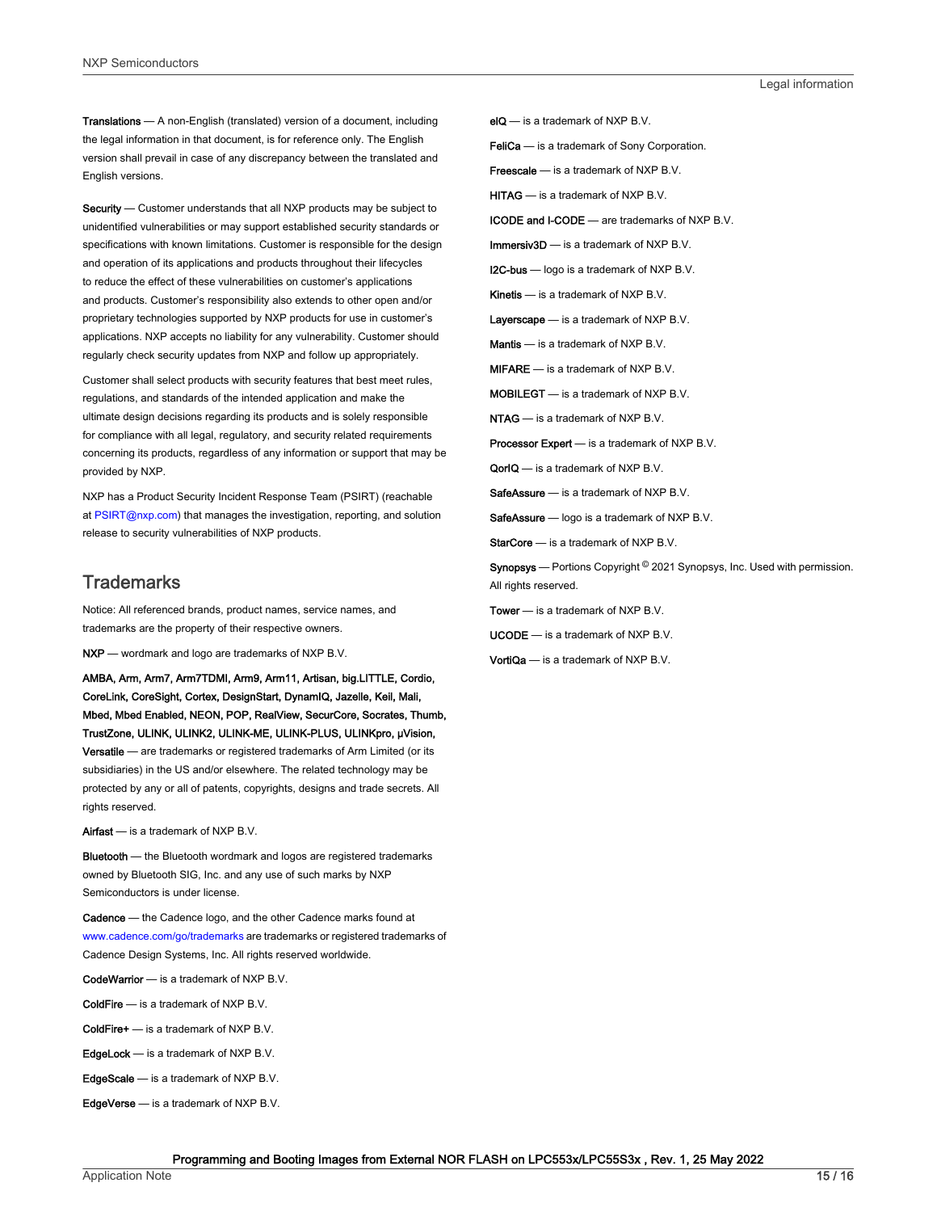**Translations** — A non-English (translated) version of a document, including the legal information in that document, is for reference only. The English version shall prevail in case of any discrepancy between the translated and English versions.

**Security** — Customer understands that all NXP products may be subject to unidentified vulnerabilities or may support established security standards or specifications with known limitations. Customer is responsible for the design and operation of its applications and products throughout their lifecycles to reduce the effect of these vulnerabilities on customer's applications and products. Customer's responsibility also extends to other open and/or proprietary technologies supported by NXP products for use in customer's applications. NXP accepts no liability for any vulnerability. Customer should regularly check security updates from NXP and follow up appropriately.

Customer shall select products with security features that best meet rules, regulations, and standards of the intended application and make the ultimate design decisions regarding its products and is solely responsible for compliance with all legal, regulatory, and security related requirements concerning its products, regardless of any information or support that may be provided by NXP.

NXP has a Product Security Incident Response Team (PSIRT) (reachable at PSIRT@nxp.com) that manages the investigation, reporting, and solution release to security vulnerabilities of NXP products.

## Trademarks

Notice: All referenced brands, product names, service names, and trademarks are the property of their respective owners.

**NXP** — wordmark and logo are trademarks of NXP B.V.

**AMBA, Arm, Arm7, Arm7TDMI, Arm9, Arm11, Artisan, big.LITTLE, Cordio, CoreLink, CoreSight, Cortex, DesignStart, DynamIQ, Jazelle, Keil, Mali, Mbed, Mbed Enabled, NEON, POP, RealView, SecurCore, Socrates, Thumb, TrustZone, ULINK, ULINK2, ULINK-ME, ULINK-PLUS, ULINKpro, μVision, Versatile** — are trademarks or registered trademarks of Arm Limited (or its subsidiaries) in the US and/or elsewhere. The related technology may be protected by any or all of patents, copyrights, designs and trade secrets. All rights reserved.

**Airfast** — is a trademark of NXP B.V.

**Bluetooth** — the Bluetooth wordmark and logos are registered trademarks owned by Bluetooth SIG, Inc. and any use of such marks by NXP Semiconductors is under license.

**Cadence** — the Cadence logo, and the other Cadence marks found at www.cadence.com/go/trademarks are trademarks or registered trademarks of Cadence Design Systems, Inc. All rights reserved worldwide.

**CodeWarrior** — is a trademark of NXP B.V.

**ColdFire** — is a trademark of NXP B.V.

**ColdFire+** — is a trademark of NXP B.V.

**EdgeLock** — is a trademark of NXP B.V.

**EdgeScale** — is a trademark of NXP B.V.

**EdgeVerse** — is a trademark of NXP B.V.

**eIQ** — is a trademark of NXP B.V.

**FeliCa** — is a trademark of Sony Corporation.

**Freescale** — is a trademark of NXP B.V.

**HITAG** — is a trademark of NXP B.V.

**ICODE and I-CODE** — are trademarks of NXP B.V.

**Immersiv3D** — is a trademark of NXP B.V.

**I2C-bus** — logo is a trademark of NXP B.V.

**Kinetis** — is a trademark of NXP B.V.

**Layerscape** — is a trademark of NXP B.V.

**Mantis** — is a trademark of NXP B.V.

**MIFARE** — is a trademark of NXP B.V.

**MOBILEGT** — is a trademark of NXP B.V.

**NTAG** — is a trademark of NXP B.V.

**Processor Expert** — is a trademark of NXP B.V.

**QorIQ** — is a trademark of NXP B.V.

**SafeAssure** — is a trademark of NXP B.V.

**SafeAssure** — logo is a trademark of NXP B.V.

**StarCore** — is a trademark of NXP B.V.

**Synopsys** — Portions Copyright © 2021 Synopsys, Inc. Used with permission. All rights reserved.

**Tower** — is a trademark of NXP B.V.

**UCODE** — is a trademark of NXP B.V.

**VortiQa** — is a trademark of NXP B.V.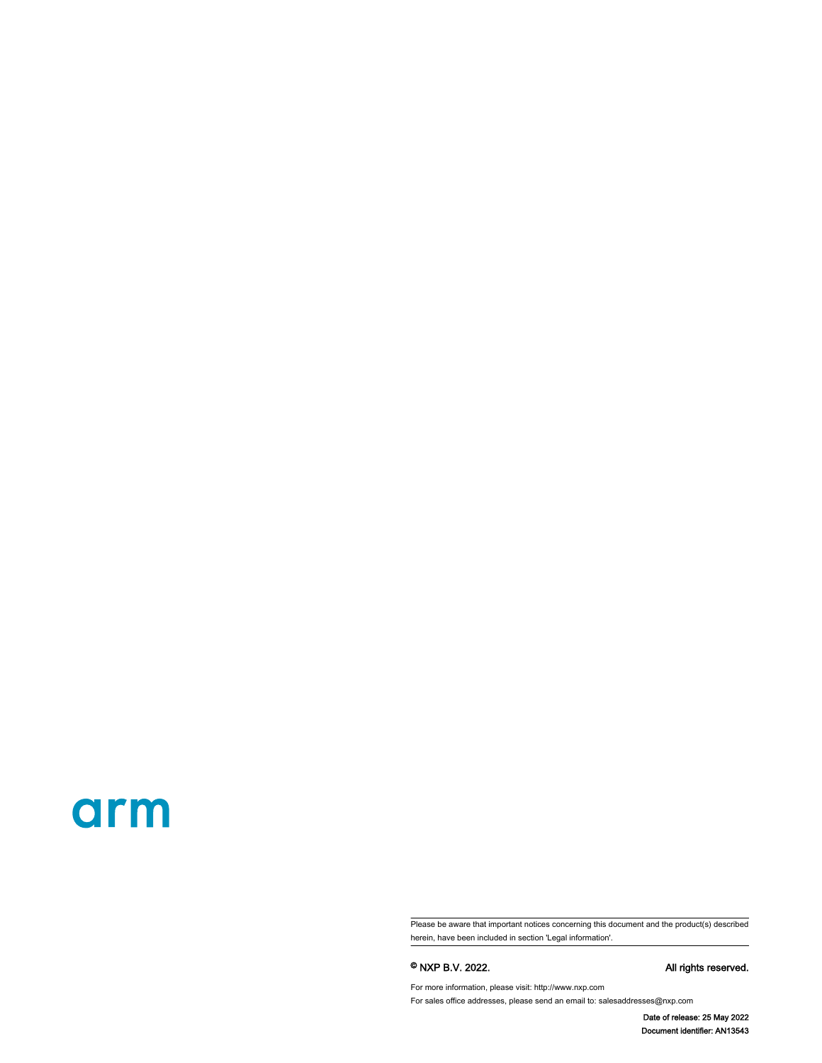arm

Please be aware that important notices concerning this document and the product(s) described herein, have been included in section 'Legal information'.

© NXP B.V. 2022. All rights reserved.

For more information, please visit: http://www.nxp.com

For sales office addresses, please send an email to: salesaddresses@nxp.com

**Date of release: 25 May 2022**

**Document identifier: AN13543**